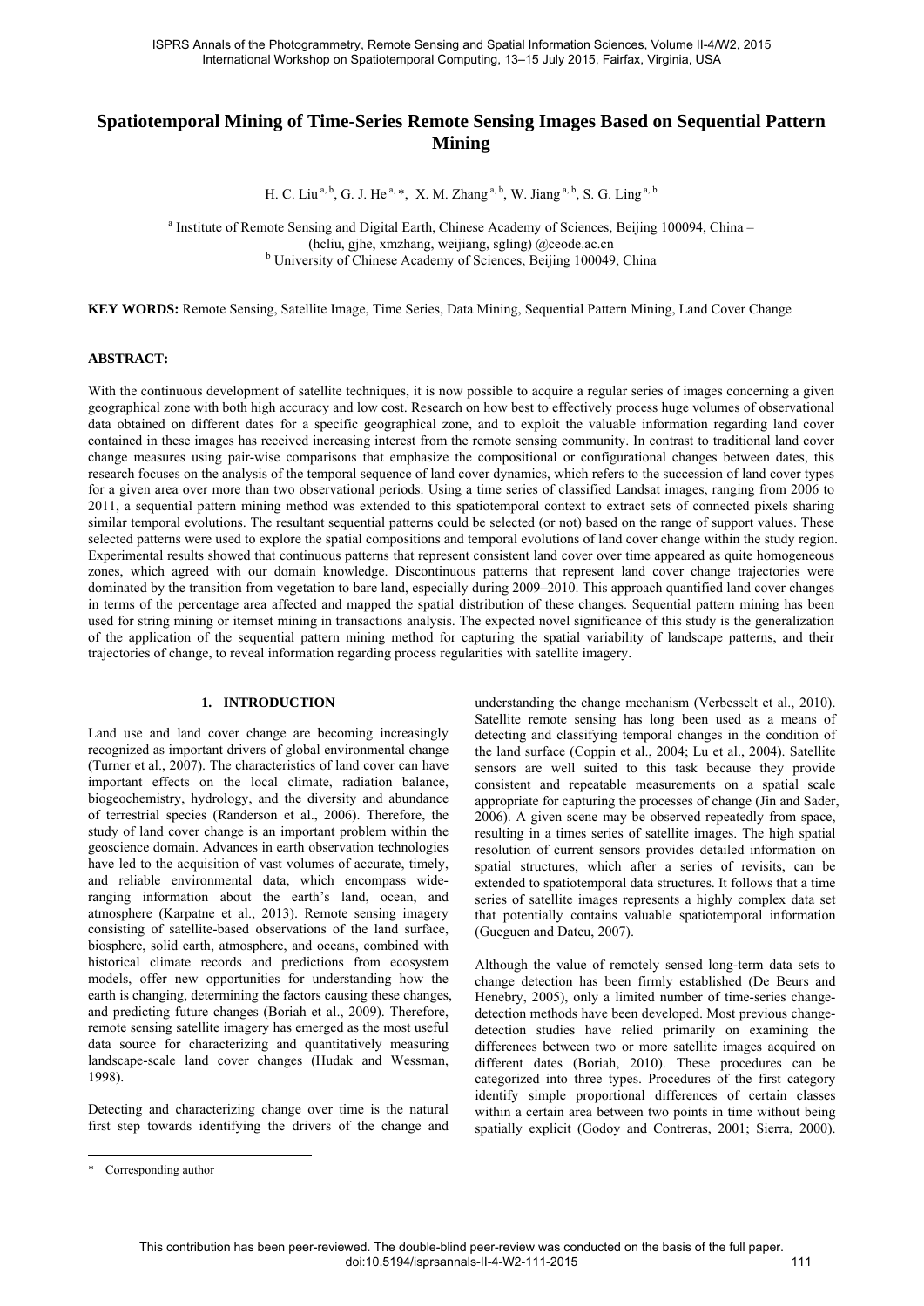# Spatiotemporal Mining of Time-Series Remote Sensing Images Based on Sequential Pattern Mining

H. C. Liu [a, b], G. J. He [a, *], X. M. Zhang [a, b], W. Jiang [a, b], S. G. Ling [a, b]

[a] Institute of Remote Sensing and Digital Earth, Chinese Academy of Sciences, Beijing 100094, China – (hcliu, gjhe, xmzhang, weijiang, sgling) @ceode.ac.cn

[b] University of Chinese Academy of Sciences, Beijing 100049, China

**KEY WORDS:** Remote Sensing, Satellite Image, Time Series, Data Mining, Sequential Pattern Mining, Land Cover Change

**ABSTRACT:**

With the continuous development of satellite techniques, it is now possible to acquire a regular series of images concerning a given geographical zone with both high accuracy and low cost. Research on how best to effectively process huge volumes of observational data obtained on different dates for a specific geographical zone, and to exploit the valuable information regarding land cover contained in these images has received increasing interest from the remote sensing community. In contrast to traditional land cover change measures using pair-wise comparisons that emphasize the compositional or configurational changes between dates, this research focuses on the analysis of the temporal sequence of land cover dynamics, which refers to the succession of land cover types for a given area over more than two observational periods. Using a time series of classified Landsat images, ranging from 2006 to 2011, a sequential pattern mining method was extended to this spatiotemporal context to extract sets of connected pixels sharing similar temporal evolutions. The resultant sequential patterns could be selected (or not) based on the range of support values. These selected patterns were used to explore the spatial compositions and temporal evolutions of land cover change within the study region. Experimental results showed that continuous patterns that represent consistent land cover over time appeared as quite homogeneous zones, which agreed with our domain knowledge. Discontinuous patterns that represent land cover change trajectories were dominated by the transition from vegetation to bare land, especially during 2009–2010. This approach quantified land cover changes in terms of the percentage area affected and mapped the spatial distribution of these changes. Sequential pattern mining has been used for string mining or itemset mining in transactions analysis. The expected novel significance of this study is the generalization of the application of the sequential pattern mining method for capturing the spatial variability of landscape patterns, and their trajectories of change, to reveal information regarding process regularities with satellite imagery.

## 1. INTRODUCTION

Land use and land cover change are becoming increasingly recognized as important drivers of global environmental change (Turner et al., 2007). The characteristics of land cover can have important effects on the local climate, radiation balance, biogeochemistry, hydrology, and the diversity and abundance of terrestrial species (Randerson et al., 2006). Therefore, the study of land cover change is an important problem within the geoscience domain. Advances in earth observation technologies have led to the acquisition of vast volumes of accurate, timely, and reliable environmental data, which encompass wide-ranging information about the earth's land, ocean, and atmosphere (Karpatne et al., 2013). Remote sensing imagery consisting of satellite-based observations of the land surface, biosphere, solid earth, atmosphere, and oceans, combined with historical climate records and predictions from ecosystem models, offer new opportunities for understanding how the earth is changing, determining the factors causing these changes, and predicting future changes (Boriah et al., 2009). Therefore, remote sensing satellite imagery has emerged as the most useful data source for characterizing and quantitatively measuring landscape-scale land cover changes (Hudak and Wessman, 1998).

Detecting and characterizing change over time is the natural first step towards identifying the drivers of the change and understanding the change mechanism (Verbesselt et al., 2010). Satellite remote sensing has long been used as a means of detecting and classifying temporal changes in the condition of the land surface (Coppin et al., 2004; Lu et al., 2004). Satellite sensors are well suited to this task because they provide consistent and repeatable measurements on a spatial scale appropriate for capturing the processes of change (Jin and Sader, 2006). A given scene may be observed repeatedly from space, resulting in a times series of satellite images. The high spatial resolution of current sensors provides detailed information on spatial structures, which after a series of revisits, can be extended to spatiotemporal data structures. It follows that a time series of satellite images represents a highly complex data set that potentially contains valuable spatiotemporal information (Gueguen and Datcu, 2007).

Although the value of remotely sensed long-term data sets to change detection has been firmly established (De Beurs and Henebry, 2005), only a limited number of time-series change-detection methods have been developed. Most previous change-detection studies have relied primarily on examining the differences between two or more satellite images acquired on different dates (Boriah, 2010). These procedures can be categorized into three types. Procedures of the first category identify simple proportional differences of certain classes within a certain area between two points in time without being spatially explicit (Godoy and Contreras, 2001; Sierra, 2000).

* Corresponding author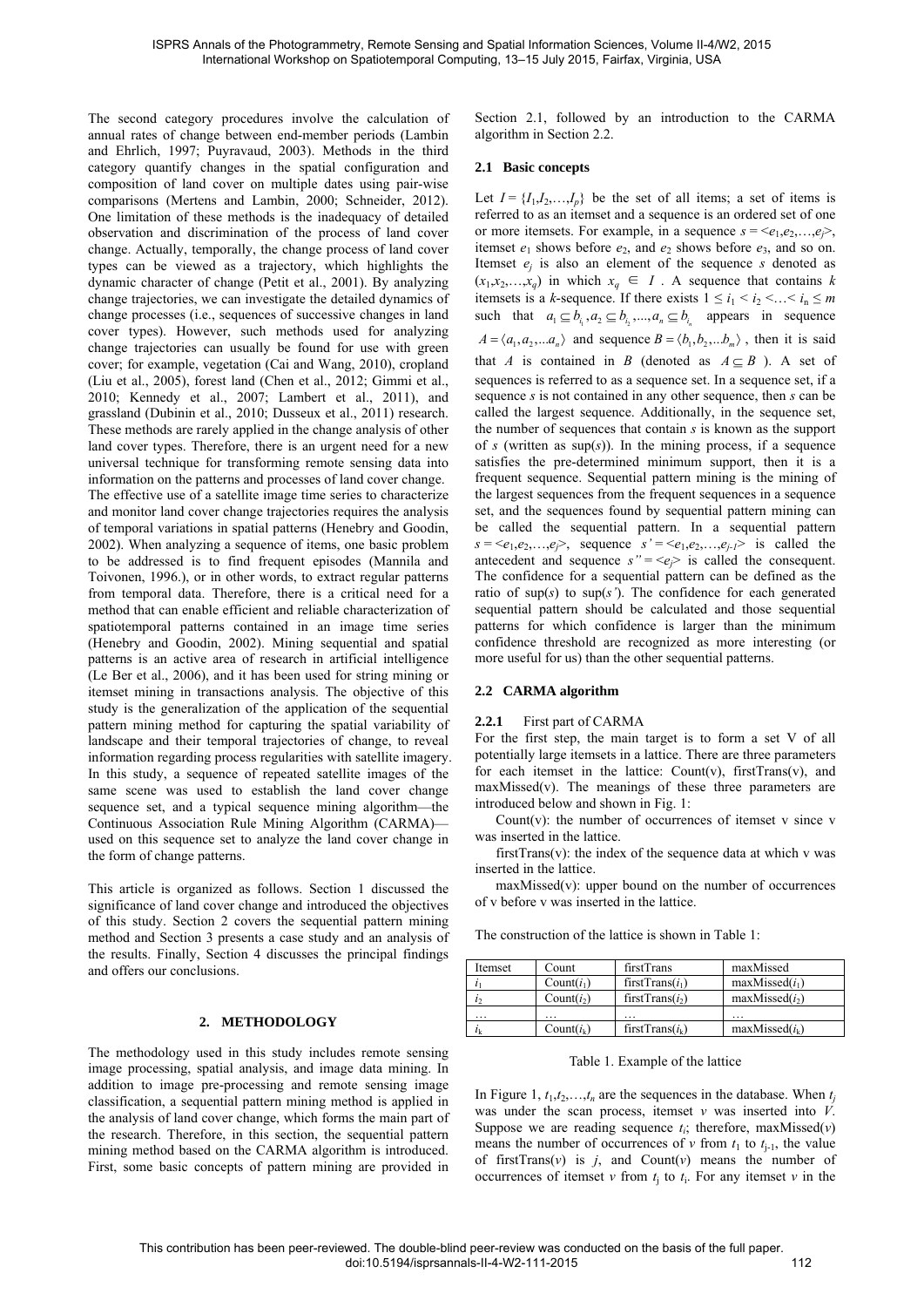The second category procedures involve the calculation of annual rates of change between end-member periods (Lambin and Ehrlich, 1997; Puyravaud, 2003). Methods in the third category quantify changes in the spatial configuration and composition of land cover on multiple dates using pair-wise comparisons (Mertens and Lambin, 2000; Schneider, 2012). One limitation of these methods is the inadequacy of detailed observation and discrimination of the process of land cover change. Actually, temporally, the change process of land cover types can be viewed as a trajectory, which highlights the dynamic character of change (Petit et al., 2001). By analyzing change trajectories, we can investigate the detailed dynamics of change processes (i.e., sequences of successive changes in land cover types). However, such methods used for analyzing change trajectories can usually be found for use with green cover; for example, vegetation (Cai and Wang, 2010), cropland (Liu et al., 2005), forest land (Chen et al., 2012; Gimmi et al., 2010; Kennedy et al., 2007; Lambert et al., 2011), and grassland (Dubinin et al., 2010; Dusseux et al., 2011) research. These methods are rarely applied in the change analysis of other land cover types. Therefore, there is an urgent need for a new universal technique for transforming remote sensing data into information on the patterns and processes of land cover change.
The effective use of a satellite image time series to characterize and monitor land cover change trajectories requires the analysis of temporal variations in spatial patterns (Henebry and Goodin, 2002). When analyzing a sequence of items, one basic problem to be addressed is to find frequent episodes (Mannila and Toivonen, 1996.), or in other words, to extract regular patterns from temporal data. Therefore, there is a critical need for a method that can enable efficient and reliable characterization of spatiotemporal patterns contained in an image time series (Henebry and Goodin, 2002). Mining sequential and spatial patterns is an active area of research in artificial intelligence (Le Ber et al., 2006), and it has been used for string mining or itemset mining in transactions analysis. The objective of this study is the generalization of the application of the sequential pattern mining method for capturing the spatial variability of landscape and their temporal trajectories of change, to reveal information regarding process regularities with satellite imagery. In this study, a sequence of repeated satellite images of the same scene was used to establish the land cover change sequence set, and a typical sequence mining algorithm—the Continuous Association Rule Mining Algorithm (CARMA)—used on this sequence set to analyze the land cover change in the form of change patterns.

This article is organized as follows. Section 1 discussed the significance of land cover change and introduced the objectives of this study. Section 2 covers the sequential pattern mining method and Section 3 presents a case study and an analysis of the results. Finally, Section 4 discusses the principal findings and offers our conclusions.

## 2. METHODOLOGY

The methodology used in this study includes remote sensing image processing, spatial analysis, and image data mining. In addition to image pre-processing and remote sensing image classification, a sequential pattern mining method is applied in the analysis of land cover change, which forms the main part of the research. Therefore, in this section, the sequential pattern mining method based on the CARMA algorithm is introduced. First, some basic concepts of pattern mining are provided in Section 2.1, followed by an introduction to the CARMA algorithm in Section 2.2.

### 2.1 Basic concepts

Let $I = \{I_1, I_2, \ldots, I_p\}$ be the set of all items; a set of items is referred to as an itemset and a sequence is an ordered set of one or more itemsets. For example, in a sequence $s = \langle e_1, e_2, \ldots, e_j \rangle$, itemset $e_1$ shows before $e_2$, and $e_2$ shows before $e_3$, and so on. Itemset $e_j$ is also an element of the sequence $s$ denoted as $(x_1, x_2, \ldots, x_q)$ in which $x_q \in I$. A sequence that contains $k$ itemsets is a $k$-sequence. If there exists $1 \le i_1 < i_2 < \ldots < i_n \le m$ such that $a_1 \subseteq b_{i_1}, a_2 \subseteq b_{i_2}, \ldots, a_n \subseteq b_{i_n}$ appears in sequence $A = \langle a_1, a_2, \ldots a_n \rangle$ and sequence $B = \langle b_1, b_2, \ldots b_m \rangle$, then it is said that $A$ is contained in $B$ (denoted as $A \subseteq B$). A set of sequences is referred to as a sequence set. In a sequence set, if a sequence $s$ is not contained in any other sequence, then $s$ can be called the largest sequence. Additionally, in the sequence set, the number of sequences that contain $s$ is known as the support of $s$ (written as $\sup(s)$). In the mining process, if a sequence satisfies the pre-determined minimum support, then it is a frequent sequence. Sequential pattern mining is the mining of the largest sequences from the frequent sequences in a sequence set, and the sequences found by sequential pattern mining can be called the sequential pattern. In a sequential pattern $s = \langle e_1, e_2, \ldots, e_j \rangle$, sequence $s' = \langle e_1, e_2, \ldots, e_{j-1} \rangle$ is called the antecedent and sequence $s'' = \langle e_j \rangle$ is called the consequent. The confidence for a sequential pattern can be defined as the ratio of $\sup(s)$ to $\sup(s')$. The confidence for each generated sequential pattern should be calculated and those sequential patterns for which confidence is larger than the minimum confidence threshold are recognized as more interesting (or more useful for us) than the other sequential patterns.

### 2.2 CARMA algorithm

#### 2.2.1 First part of CARMA

For the first step, the main target is to form a set V of all potentially large itemsets in a lattice. There are three parameters for each itemset in the lattice: Count(v), firstTrans(v), and maxMissed(v). The meanings of these three parameters are introduced below and shown in Fig. 1:

Count(v): the number of occurrences of itemset v since v was inserted in the lattice.

firstTrans(v): the index of the sequence data at which v was inserted in the lattice.

maxMissed(v): upper bound on the number of occurrences of v before v was inserted in the lattice.

The construction of the lattice is shown in Table 1:

| Itemset | Count | firstTrans | maxMissed |
|---|---|---|---|
| $i_1$ | Count($i_1$) | firstTrans($i_1$) | maxMissed($i_1$) |
| $i_2$ | Count($i_2$) | firstTrans($i_2$) | maxMissed($i_2$) |
| … | … | … | … |
| $i_k$ | Count($i_k$) | firstTrans($i_k$) | maxMissed($i_k$) |

Table 1. Example of the lattice

In Figure 1, $t_1, t_2, \ldots, t_n$ are the sequences in the database. When $t_j$ was under the scan process, itemset $v$ was inserted into $V$. Suppose we are reading sequence $t_i$; therefore, maxMissed($v$) means the number of occurrences of $v$ from $t_1$ to $t_{j-1}$, the value of firstTrans($v$) is $j$, and Count($v$) means the number of occurrences of itemset $v$ from $t_j$ to $t_i$. For any itemset $v$ in the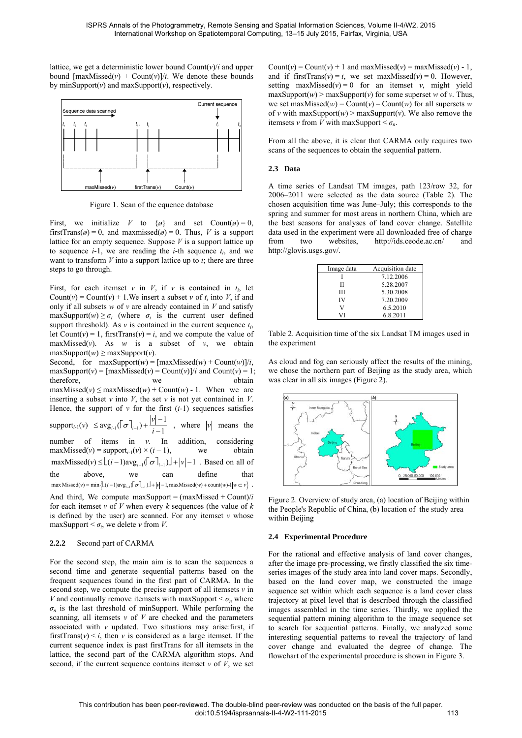lattice, we get a deterministic lower bound Count($v$)/$i$ and upper bound [maxMissed($v$) + Count($v$)]/$i$. We denote these bounds by minSupport($v$) and maxSupport($v$), respectively.

Figure 1. Scan of the equence database

First, we initialize $V$ to $\{\varnothing\}$ and set Count($\varnothing$) = 0, firstTrans($\varnothing$) = 0, and maxmissed($\varnothing$) = 0. Thus, $V$ is a support lattice for an empty sequence. Suppose $V$ is a support lattice up to sequence $i$-1, we are reading the $i$-th sequence $t_i$, and we want to transform $V$ into a support lattice up to $i$; there are three steps to go through.

First, for each itemset $v$ in $V$, if $v$ is contained in $t_i$, let Count($v$) = Count($v$) + 1.We insert a subset $v$ of $t_i$ into $V$, if and only if all subsets $w$ of $v$ are already contained in $V$ and satisfy maxSupport($w$) $\geq \sigma_i$ (where $\sigma_i$ is the current user defined support threshold). As $v$ is contained in the current sequence $t_i$, let Count($v$) = 1, firstTrans($v$) = $i$, and we compute the value of maxMissed($v$). As $w$ is a subset of $v$, we obtain maxSupport($w$) ≥ maxSupport($v$).

Second, for maxSupport($w$) = [maxMissed($w$) + Count($w$)]/$i$, maxSupport($v$) = [maxMissed($v$) = Count($v$)]/$i$ and Count($v$) = 1; therefore, we obtain maxMissed($v$) ≤ maxMissed($w$) + Count($w$) - 1. When we are inserting a subset $v$ into $V$, the set $v$ is not yet contained in $V$. Hence, the support of $v$ for the first ($i$-1) sequences satisfies $\text{support}_{i\text{-}1}(v) \leq \text{avg}_{i-1}(\lceil \sigma \rceil_{i-1}) + \frac{|v|-1}{i-1}$, where $|v|$ means the number of items in $v$. In addition, considering maxMissed($v$) = support$_{i\text{-}1}$($v$) × ($i$ – 1), we obtain $\text{maxMissed}(v) \leq \lfloor (i-1)\text{avg}_{i-1}(\lceil \sigma \rceil_{i-1}) \rfloor + |v| - 1$. Based on all of the above, we can define that $\max\text{Missed}(v) = \min\{\lfloor (i-1)\text{avg}_{i-1}(\lceil \sigma \rceil_{i-1}) \rfloor + |v| - 1, \text{maxMissed}(w) + \text{count}(w)\text{-}1 | w \subset v\}$.

And third, We compute maxSupport = (maxMissed + Count)/$i$ for each itemset $v$ of $V$ when every $k$ sequences (the value of $k$ is defined by the user) are scanned. For any itemset $v$ whose maxSupport < $\sigma_i$, we delete $v$ from $V$.

#### 2.2.2 Second part of CARMA

For the second step, the main aim is to scan the sequences a second time and generate sequential patterns based on the frequent sequences found in the first part of CARMA. In the second step, we compute the precise support of all itemsets $v$ in $V$ and continually remove itemsets with maxSupport < $\sigma_n$ where $\sigma_n$ is the last threshold of minSupport. While performing the scanning, all itemsets $v$ of $V$ are checked and the parameters associated with $v$ updated. Two situations may arise:first, if firstTrans($v$) < $i$, then $v$ is considered as a large itemset. If the current sequence index is past firstTrans for all itemsets in the lattice, the second part of the CARMA algorithm stops. And second, if the current sequence contains itemset $v$ of $V$, we set Count($v$) = Count($v$) + 1 and maxMissed($v$) = maxMissed($v$) - 1, and if firstTrans($v$) = $i$, we set maxMissed($v$) = 0. However, setting maxMissed($v$) = 0 for an itemset $v$, might yield maxSupport($w$) > maxSupport($v$) for some superset $w$ of $v$. Thus, we set maxMissed($w$) = Count($v$) – Count($w$) for all supersets $w$ of $v$ with maxSupport($w$) > maxSupport($v$). We also remove the itemsets $v$ from $V$ with maxSupport < $\sigma_n$.

From all the above, it is clear that CARMA only requires two scans of the sequences to obtain the sequential pattern.

### 2.3 Data

A time series of Landsat TM images, path 123/row 32, for 2006–2011 were selected as the data source (Table 2). The chosen acquisition time was June–July; this corresponds to the spring and summer for most areas in northern China, which are the best seasons for analyses of land cover change. Satellite data used in the experiment were all downloaded free of charge from two websites, http://ids.ceode.ac.cn/ and http://glovis.usgs.gov/.

| Image data | Acquisition date |
|---|---|
| I | 7.12.2006 |
| II | 5.28.2007 |
| III | 5.30.2008 |
| IV | 7.20.2009 |
| V | 6.5.2010 |
| VI | 6.8.2011 |

Table 2. Acquisition time of the six Landsat TM images used in the experiment

As cloud and fog can seriously affect the results of the mining, we chose the northern part of Beijing as the study area, which was clear in all six images (Figure 2).

Figure 2. Overview of study area, (a) location of Beijing within the People's Republic of China, (b) location of the study area within Beijing

### 2.4 Experimental Procedure

For the rational and effective analysis of land cover changes, after the image pre-processing, we firstly classified the six time-series images of the study area into land cover maps. Secondly, based on the land cover map, we constructed the image sequence set within which each sequence is a land cover class trajectory at pixel level that is described through the classified images assembled in the time series. Thirdly, we applied the sequential pattern mining algorithm to the image sequence set to search for sequential patterns. Finally, we analyzed some interesting sequential patterns to reveal the trajectory of land cover change and evaluated the degree of change. The flowchart of the experimental procedure is shown in Figure 3.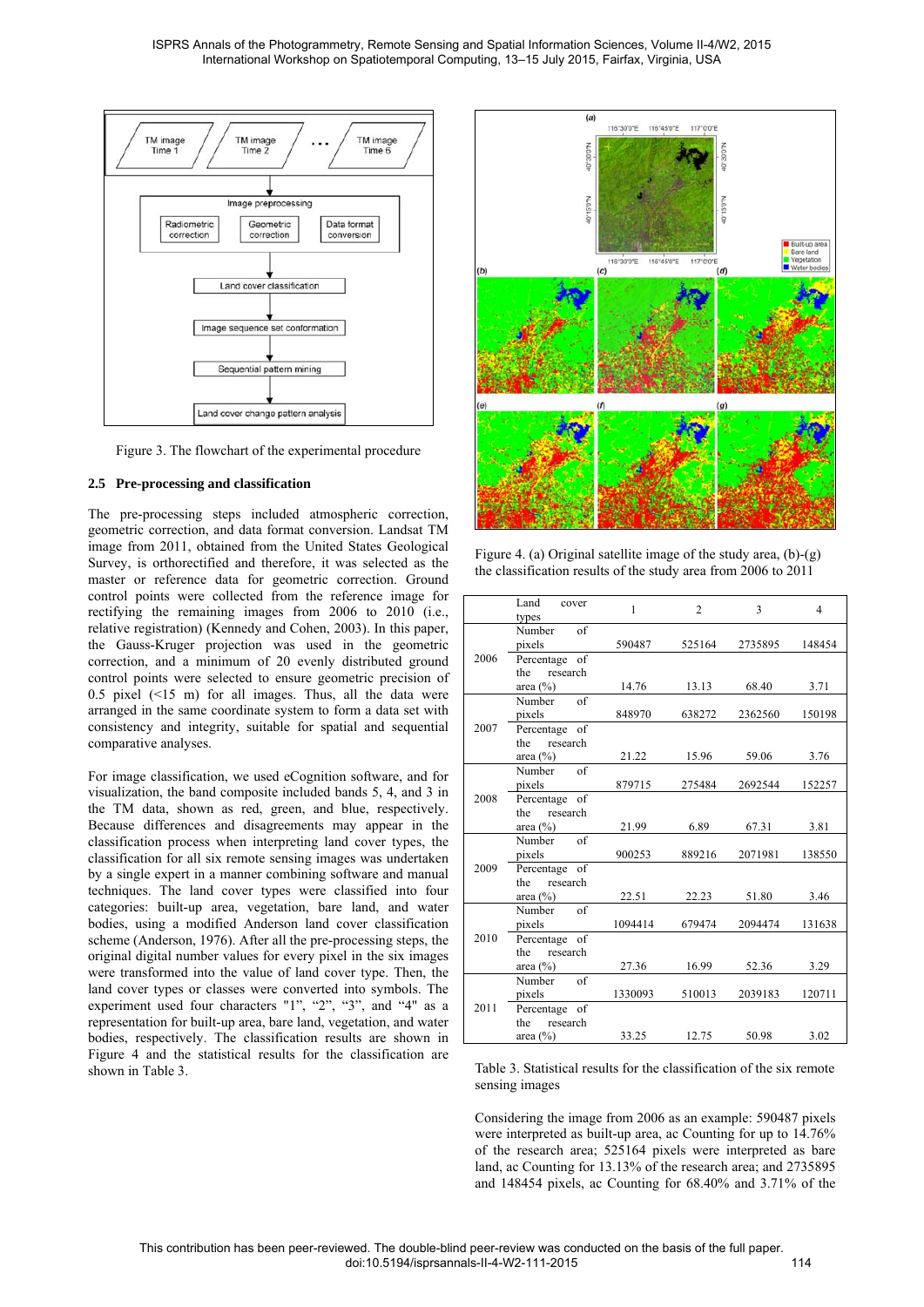Figure 3. The flowchart of the experimental procedure

### 2.5 Pre-processing and classification

The pre-processing steps included atmospheric correction, geometric correction, and data format conversion. Landsat TM image from 2011, obtained from the United States Geological Survey, is orthorectified and therefore, it was selected as the master or reference data for geometric correction. Ground control points were collected from the reference image for rectifying the remaining images from 2006 to 2010 (i.e., relative registration) (Kennedy and Cohen, 2003). In this paper, the Gauss-Kruger projection was used in the geometric correction, and a minimum of 20 evenly distributed ground control points were selected to ensure geometric precision of 0.5 pixel (<15 m) for all images. Thus, all the data were arranged in the same coordinate system to form a data set with consistency and integrity, suitable for spatial and sequential comparative analyses.

For image classification, we used eCognition software, and for visualization, the band composite included bands 5, 4, and 3 in the TM data, shown as red, green, and blue, respectively. Because differences and disagreements may appear in the classification process when interpreting land cover types, the classification for all six remote sensing images was undertaken by a single expert in a manner combining software and manual techniques. The land cover types were classified into four categories: built-up area, vegetation, bare land, and water bodies, using a modified Anderson land cover classification scheme (Anderson, 1976). After all the pre-processing steps, the original digital number values for every pixel in the six images were transformed into the value of land cover type. Then, the land cover types or classes were converted into symbols. The experiment used four characters "1", "2", "3", and "4" as a representation for built-up area, bare land, vegetation, and water bodies, respectively. The classification results are shown in Figure 4 and the statistical results for the classification are shown in Table 3.

Figure 4. (a) Original satellite image of the study area, (b)-(g) the classification results of the study area from 2006 to 2011

| | Land cover types | 1 | 2 | 3 | 4 |
|---|---|---|---|---|---|
| 2006 | Number of pixels | 590487 | 525164 | 2735895 | 148454 |
| | Percentage of the research area (%) | 14.76 | 13.13 | 68.40 | 3.71 |
| 2007 | Number of pixels | 848970 | 638272 | 2362560 | 150198 |
| | Percentage of the research area (%) | 21.22 | 15.96 | 59.06 | 3.76 |
| 2008 | Number of pixels | 879715 | 275484 | 2692544 | 152257 |
| | Percentage of the research area (%) | 21.99 | 6.89 | 67.31 | 3.81 |
| 2009 | Number of pixels | 900253 | 889216 | 2071981 | 138550 |
| | Percentage of the research area (%) | 22.51 | 22.23 | 51.80 | 3.46 |
| 2010 | Number of pixels | 1094414 | 679474 | 2094474 | 131638 |
| | Percentage of the research area (%) | 27.36 | 16.99 | 52.36 | 3.29 |
| 2011 | Number of pixels | 1330093 | 510013 | 2039183 | 120711 |
| | Percentage of the research area (%) | 33.25 | 12.75 | 50.98 | 3.02 |

Table 3. Statistical results for the classification of the six remote sensing images

Considering the image from 2006 as an example: 590487 pixels were interpreted as built-up area, ac Counting for up to 14.76% of the research area; 525164 pixels were interpreted as bare land, ac Counting for 13.13% of the research area; and 2735895 and 148454 pixels, ac Counting for 68.40% and 3.71% of the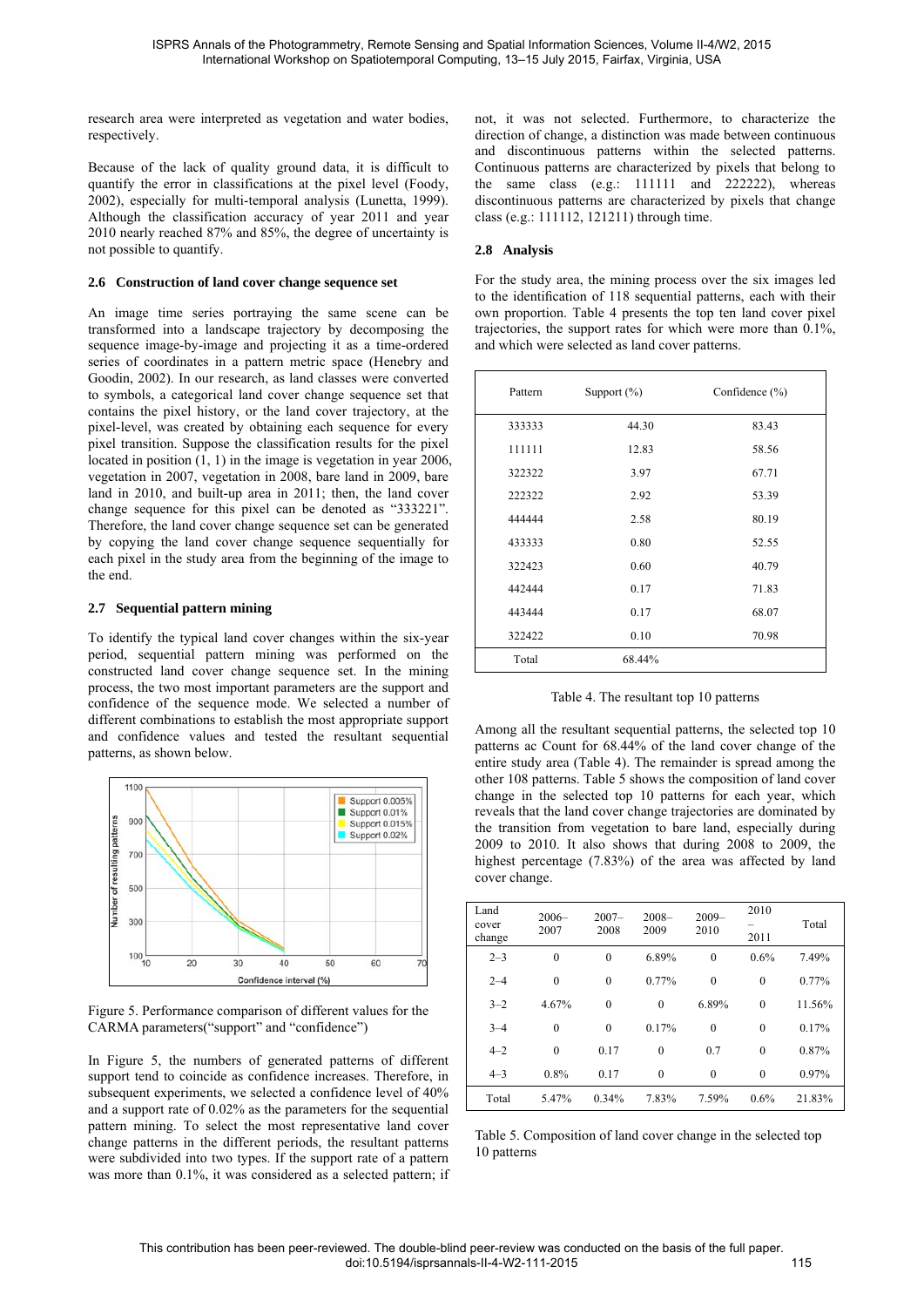research area were interpreted as vegetation and water bodies, respectively.

Because of the lack of quality ground data, it is difficult to quantify the error in classifications at the pixel level (Foody, 2002), especially for multi-temporal analysis (Lunetta, 1999). Although the classification accuracy of year 2011 and year 2010 nearly reached 87% and 85%, the degree of uncertainty is not possible to quantify.

### 2.6 Construction of land cover change sequence set

An image time series portraying the same scene can be transformed into a landscape trajectory by decomposing the sequence image-by-image and projecting it as a time-ordered series of coordinates in a pattern metric space (Henebry and Goodin, 2002). In our research, as land classes were converted to symbols, a categorical land cover change sequence set that contains the pixel history, or the land cover trajectory, at the pixel-level, was created by obtaining each sequence for every pixel transition. Suppose the classification results for the pixel located in position (1, 1) in the image is vegetation in year 2006, vegetation in 2007, vegetation in 2008, bare land in 2009, bare land in 2010, and built-up area in 2011; then, the land cover change sequence for this pixel can be denoted as "333221". Therefore, the land cover change sequence set can be generated by copying the land cover change sequence sequentially for each pixel in the study area from the beginning of the image to the end.

### 2.7 Sequential pattern mining

To identify the typical land cover changes within the six-year period, sequential pattern mining was performed on the constructed land cover change sequence set. In the mining process, the two most important parameters are the support and confidence of the sequence mode. We selected a number of different combinations to establish the most appropriate support and confidence values and tested the resultant sequential patterns, as shown below.

Figure 5. Performance comparison of different values for the CARMA parameters("support" and "confidence")

In Figure 5, the numbers of generated patterns of different support tend to coincide as confidence increases. Therefore, in subsequent experiments, we selected a confidence level of 40% and a support rate of 0.02% as the parameters for the sequential pattern mining. To select the most representative land cover change patterns in the different periods, the resultant patterns were subdivided into two types. If the support rate of a pattern was more than 0.1%, it was considered as a selected pattern; if not, it was not selected. Furthermore, to characterize the direction of change, a distinction was made between continuous and discontinuous patterns within the selected patterns. Continuous patterns are characterized by pixels that belong to the same class (e.g.: 111111 and 222222), whereas discontinuous patterns are characterized by pixels that change class (e.g.: 111112, 121211) through time.

### 2.8 Analysis

For the study area, the mining process over the six images led to the identification of 118 sequential patterns, each with their own proportion. Table 4 presents the top ten land cover pixel trajectories, the support rates for which were more than 0.1%, and which were selected as land cover patterns.

| Pattern | Support (%) | Confidence (%) |
|---|---|---|
| 333333 | 44.30 | 83.43 |
| 111111 | 12.83 | 58.56 |
| 322322 | 3.97 | 67.71 |
| 222322 | 2.92 | 53.39 |
| 444444 | 2.58 | 80.19 |
| 433333 | 0.80 | 52.55 |
| 322423 | 0.60 | 40.79 |
| 442444 | 0.17 | 71.83 |
| 443444 | 0.17 | 68.07 |
| 322422 | 0.10 | 70.98 |
| Total | 68.44% | |

Table 4. The resultant top 10 patterns

Among all the resultant sequential patterns, the selected top 10 patterns ac Count for 68.44% of the land cover change of the entire study area (Table 4). The remainder is spread among the other 108 patterns. Table 5 shows the composition of land cover change in the selected top 10 patterns for each year, which reveals that the land cover change trajectories are dominated by the transition from vegetation to bare land, especially during 2009 to 2010. It also shows that during 2008 to 2009, the highest percentage (7.83%) of the area was affected by land cover change.

| Land cover change | 2006–2007 | 2007–2008 | 2008–2009 | 2009–2010 | 2010–2011 | Total |
|---|---|---|---|---|---|---|
| 2–3 | 0 | 0 | 6.89% | 0 | 0.6% | 7.49% |
| 2–4 | 0 | 0 | 0.77% | 0 | 0 | 0.77% |
| 3–2 | 4.67% | 0 | 0 | 6.89% | 0 | 11.56% |
| 3–4 | 0 | 0 | 0.17% | 0 | 0 | 0.17% |
| 4–2 | 0 | 0.17 | 0 | 0.7 | 0 | 0.87% |
| 4–3 | 0.8% | 0.17 | 0 | 0 | 0 | 0.97% |
| Total | 5.47% | 0.34% | 7.83% | 7.59% | 0.6% | 21.83% |

Table 5. Composition of land cover change in the selected top 10 patterns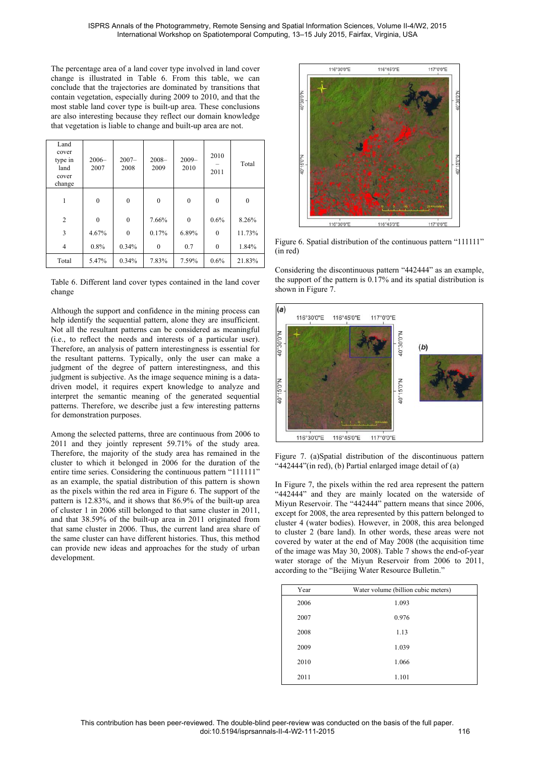The percentage area of a land cover type involved in land cover change is illustrated in Table 6. From this table, we can conclude that the trajectories are dominated by transitions that contain vegetation, especially during 2009 to 2010, and that the most stable land cover type is built-up area. These conclusions are also interesting because they reflect our domain knowledge that vegetation is liable to change and built-up area are not.

| Land cover type in land cover change | 2006–2007 | 2007–2008 | 2008–2009 | 2009–2010 | 2010–2011 | Total |
|---|---|---|---|---|---|---|
| 1 | 0 | 0 | 0 | 0 | 0 | 0 |
| 2 | 0 | 0 | 7.66% | 0 | 0.6% | 8.26% |
| 3 | 4.67% | 0 | 0.17% | 6.89% | 0 | 11.73% |
| 4 | 0.8% | 0.34% | 0 | 0.7 | 0 | 1.84% |
| Total | 5.47% | 0.34% | 7.83% | 7.59% | 0.6% | 21.83% |

Table 6. Different land cover types contained in the land cover change

Although the support and confidence in the mining process can help identify the sequential pattern, alone they are insufficient. Not all the resultant patterns can be considered as meaningful (i.e., to reflect the needs and interests of a particular user). Therefore, an analysis of pattern interestingness is essential for the resultant patterns. Typically, only the user can make a judgment of the degree of pattern interestingness, and this judgment is subjective. As the image sequence mining is a data-driven model, it requires expert knowledge to analyze and interpret the semantic meaning of the generated sequential patterns. Therefore, we describe just a few interesting patterns for demonstration purposes.

Among the selected patterns, three are continuous from 2006 to 2011 and they jointly represent 59.71% of the study area. Therefore, the majority of the study area has remained in the cluster to which it belonged in 2006 for the duration of the entire time series. Considering the continuous pattern "111111" as an example, the spatial distribution of this pattern is shown as the pixels within the red area in Figure 6. The support of the pattern is 12.83%, and it shows that 86.9% of the built-up area of cluster 1 in 2006 still belonged to that same cluster in 2011, and that 38.59% of the built-up area in 2011 originated from that same cluster in 2006. Thus, the current land area share of the same cluster can have different histories. Thus, this method can provide new ideas and approaches for the study of urban development.

Figure 6. Spatial distribution of the continuous pattern "111111" (in red)

Considering the discontinuous pattern "442444" as an example, the support of the pattern is 0.17% and its spatial distribution is shown in Figure 7.

Figure 7. (a)Spatial distribution of the discontinuous pattern "442444"(in red), (b) Partial enlarged image detail of (a)

In Figure 7, the pixels within the red area represent the pattern "442444" and they are mainly located on the waterside of Miyun Reservoir. The "442444" pattern means that since 2006, except for 2008, the area represented by this pattern belonged to cluster 4 (water bodies). However, in 2008, this area belonged to cluster 2 (bare land). In other words, these areas were not covered by water at the end of May 2008 (the acquisition time of the image was May 30, 2008). Table 7 shows the end-of-year water storage of the Miyun Reservoir from 2006 to 2011, according to the "Beijing Water Resource Bulletin."

| Year | Water volume (billion cubic meters) |
|---|---|
| 2006 | 1.093 |
| 2007 | 0.976 |
| 2008 | 1.13 |
| 2009 | 1.039 |
| 2010 | 1.066 |
| 2011 | 1.101 |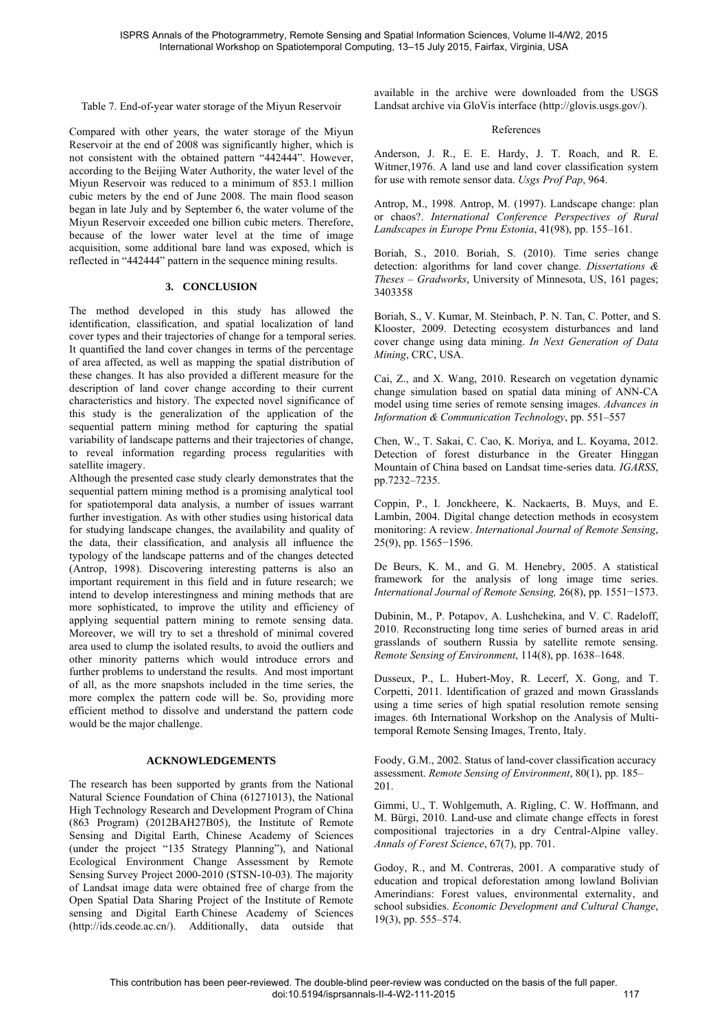Table 7. End-of-year water storage of the Miyun Reservoir

Compared with other years, the water storage of the Miyun Reservoir at the end of 2008 was significantly higher, which is not consistent with the obtained pattern "442444". However, according to the Beijing Water Authority, the water level of the Miyun Reservoir was reduced to a minimum of 853.1 million cubic meters by the end of June 2008. The main flood season began in late July and by September 6, the water volume of the Miyun Reservoir exceeded one billion cubic meters. Therefore, because of the lower water level at the time of image acquisition, some additional bare land was exposed, which is reflected in "442444" pattern in the sequence mining results.

## 3. CONCLUSION

The method developed in this study has allowed the identification, classification, and spatial localization of land cover types and their trajectories of change for a temporal series. It quantified the land cover changes in terms of the percentage of area affected, as well as mapping the spatial distribution of these changes. It has also provided a different measure for the description of land cover change according to their current characteristics and history. The expected novel significance of this study is the generalization of the application of the sequential pattern mining method for capturing the spatial variability of landscape patterns and their trajectories of change, to reveal information regarding process regularities with satellite imagery.

Although the presented case study clearly demonstrates that the sequential pattern mining method is a promising analytical tool for spatiotemporal data analysis, a number of issues warrant further investigation. As with other studies using historical data for studying landscape changes, the availability and quality of the data, their classification, and analysis all influence the typology of the landscape patterns and of the changes detected (Antrop, 1998). Discovering interesting patterns is also an important requirement in this field and in future research; we intend to develop interestingness and mining methods that are more sophisticated, to improve the utility and efficiency of applying sequential pattern mining to remote sensing data. Moreover, we will try to set a threshold of minimal covered area used to clump the isolated results, to avoid the outliers and other minority patterns which would introduce errors and further problems to understand the results. And most important of all, as the more snapshots included in the time series, the more complex the pattern code will be. So, providing more efficient method to dissolve and understand the pattern code would be the major challenge.

## ACKNOWLEDGEMENTS

The research has been supported by grants from the National Natural Science Foundation of China (61271013), the National High Technology Research and Development Program of China (863 Program) (2012BAH27B05), the Institute of Remote Sensing and Digital Earth, Chinese Academy of Sciences (under the project "135 Strategy Planning"), and National Ecological Environment Change Assessment by Remote Sensing Survey Project 2000-2010 (STSN-10-03). The majority of Landsat image data were obtained free of charge from the Open Spatial Data Sharing Project of the Institute of Remote sensing and Digital Earth Chinese Academy of Sciences (http://ids.ceode.ac.cn/). Additionally, data outside that available in the archive were downloaded from the USGS Landsat archive via GloVis interface (http://glovis.usgs.gov/).

## References

Anderson, J. R., E. E. Hardy, J. T. Roach, and R. E. Witmer,1976. A land use and land cover classification system for use with remote sensor data. *Usgs Prof Pap*, 964.

Antrop, M., 1998. Antrop, M. (1997). Landscape change: plan or chaos?. *International Conference Perspectives of Rural Landscapes in Europe Prnu Estonia*, 41(98), pp. 155–161.

Boriah, S., 2010. Boriah, S. (2010). Time series change detection: algorithms for land cover change. *Dissertations & Theses – Gradworks*, University of Minnesota, US, 161 pages; 3403358

Boriah, S., V. Kumar, M. Steinbach, P. N. Tan, C. Potter, and S. Klooster, 2009. Detecting ecosystem disturbances and land cover change using data mining. *In Next Generation of Data Mining*, CRC, USA.

Cai, Z., and X. Wang, 2010. Research on vegetation dynamic change simulation based on spatial data mining of ANN-CA model using time series of remote sensing images. *Advances in Information & Communication Technology*, pp. 551–557

Chen, W., T. Sakai, C. Cao, K. Moriya, and L. Koyama, 2012. Detection of forest disturbance in the Greater Hinggan Mountain of China based on Landsat time-series data. *IGARSS*, pp.7232–7235.

Coppin, P., I. Jonckheere, K. Nackaerts, B. Muys, and E. Lambin, 2004. Digital change detection methods in ecosystem monitoring: A review. *International Journal of Remote Sensing*, 25(9), pp. 1565−1596.

De Beurs, K. M., and G. M. Henebry, 2005. A statistical framework for the analysis of long image time series. *International Journal of Remote Sensing,* 26(8), pp. 1551−1573.

Dubinin, M., P. Potapov, A. Lushchekina, and V. C. Radeloff, 2010. Reconstructing long time series of burned areas in arid grasslands of southern Russia by satellite remote sensing. *Remote Sensing of Environment*, 114(8), pp. 1638–1648.

Dusseux, P., L. Hubert-Moy, R. Lecerf, X. Gong, and T. Corpetti, 2011. Identification of grazed and mown Grasslands using a time series of high spatial resolution remote sensing images. 6th International Workshop on the Analysis of Multi-temporal Remote Sensing Images, Trento, Italy.

Foody, G.M., 2002. Status of land-cover classification accuracy assessment. *Remote Sensing of Environment*, 80(1), pp. 185–201.

Gimmi, U., T. Wohlgemuth, A. Rigling, C. W. Hoffmann, and M. Bürgi, 2010. Land-use and climate change effects in forest compositional trajectories in a dry Central-Alpine valley. *Annals of Forest Science*, 67(7), pp. 701.

Godoy, R., and M. Contreras, 2001. A comparative study of education and tropical deforestation among lowland Bolivian Amerindians: Forest values, environmental externality, and school subsidies. *Economic Development and Cultural Change*, 19(3), pp. 555–574.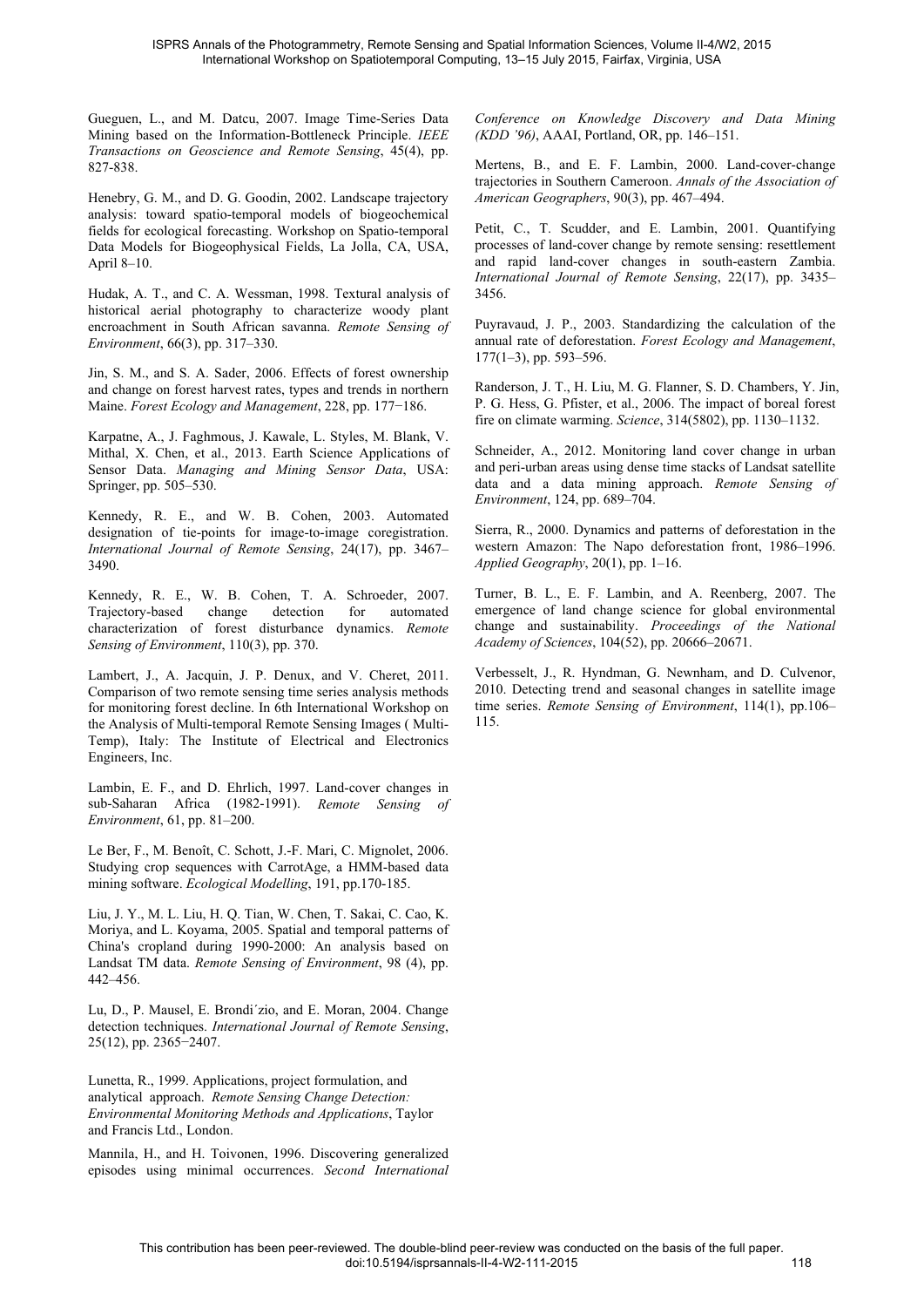Gueguen, L., and M. Datcu, 2007. Image Time-Series Data Mining based on the Information-Bottleneck Principle. *IEEE Transactions on Geoscience and Remote Sensing*, 45(4), pp. 827-838.

Henebry, G. M., and D. G. Goodin, 2002. Landscape trajectory analysis: toward spatio-temporal models of biogeochemical fields for ecological forecasting. Workshop on Spatio-temporal Data Models for Biogeophysical Fields, La Jolla, CA, USA, April 8–10.

Hudak, A. T., and C. A. Wessman, 1998. Textural analysis of historical aerial photography to characterize woody plant encroachment in South African savanna. *Remote Sensing of Environment*, 66(3), pp. 317–330.

Jin, S. M., and S. A. Sader, 2006. Effects of forest ownership and change on forest harvest rates, types and trends in northern Maine. *Forest Ecology and Management*, 228, pp. 177−186.

Karpatne, A., J. Faghmous, J. Kawale, L. Styles, M. Blank, V. Mithal, X. Chen, et al., 2013. Earth Science Applications of Sensor Data. *Managing and Mining Sensor Data*, USA: Springer, pp. 505–530.

Kennedy, R. E., and W. B. Cohen, 2003. Automated designation of tie-points for image-to-image coregistration. *International Journal of Remote Sensing*, 24(17), pp. 3467–3490.

Kennedy, R. E., W. B. Cohen, T. A. Schroeder, 2007. Trajectory-based change detection for automated characterization of forest disturbance dynamics. *Remote Sensing of Environment*, 110(3), pp. 370.

Lambert, J., A. Jacquin, J. P. Denux, and V. Cheret, 2011. Comparison of two remote sensing time series analysis methods for monitoring forest decline. In 6th International Workshop on the Analysis of Multi-temporal Remote Sensing Images ( Multi-Temp), Italy: The Institute of Electrical and Electronics Engineers, Inc.

Lambin, E. F., and D. Ehrlich, 1997. Land-cover changes in sub-Saharan Africa (1982-1991). *Remote Sensing of Environment*, 61, pp. 81–200.

Le Ber, F., M. Benoît, C. Schott, J.-F. Mari, C. Mignolet, 2006. Studying crop sequences with CarrotAge, a HMM-based data mining software. *Ecological Modelling*, 191, pp.170-185.

Liu, J. Y., M. L. Liu, H. Q. Tian, W. Chen, T. Sakai, C. Cao, K. Moriya, and L. Koyama, 2005. Spatial and temporal patterns of China's cropland during 1990-2000: An analysis based on Landsat TM data. *Remote Sensing of Environment*, 98 (4), pp. 442–456.

Lu, D., P. Mausel, E. Brondi´zio, and E. Moran, 2004. Change detection techniques. *International Journal of Remote Sensing*, 25(12), pp. 2365−2407.

Lunetta, R., 1999. Applications, project formulation, and analytical approach. *Remote Sensing Change Detection: Environmental Monitoring Methods and Applications*, Taylor and Francis Ltd., London.

Mannila, H., and H. Toivonen, 1996. Discovering generalized episodes using minimal occurrences. *Second International Conference on Knowledge Discovery and Data Mining (KDD '96)*, AAAI, Portland, OR, pp. 146–151.

Mertens, B., and E. F. Lambin, 2000. Land-cover-change trajectories in Southern Cameroon. *Annals of the Association of American Geographers*, 90(3), pp. 467–494.

Petit, C., T. Scudder, and E. Lambin, 2001. Quantifying processes of land-cover change by remote sensing: resettlement and rapid land-cover changes in south-eastern Zambia. *International Journal of Remote Sensing*, 22(17), pp. 3435–3456.

Puyravaud, J. P., 2003. Standardizing the calculation of the annual rate of deforestation. *Forest Ecology and Management*, 177(1–3), pp. 593–596.

Randerson, J. T., H. Liu, M. G. Flanner, S. D. Chambers, Y. Jin, P. G. Hess, G. Pfister, et al., 2006. The impact of boreal forest fire on climate warming. *Science*, 314(5802), pp. 1130–1132.

Schneider, A., 2012. Monitoring land cover change in urban and peri-urban areas using dense time stacks of Landsat satellite data and a data mining approach. *Remote Sensing of Environment*, 124, pp. 689–704.

Sierra, R., 2000. Dynamics and patterns of deforestation in the western Amazon: The Napo deforestation front, 1986–1996. *Applied Geography*, 20(1), pp. 1–16.

Turner, B. L., E. F. Lambin, and A. Reenberg, 2007. The emergence of land change science for global environmental change and sustainability. *Proceedings of the National Academy of Sciences*, 104(52), pp. 20666–20671.

Verbesselt, J., R. Hyndman, G. Newnham, and D. Culvenor, 2010. Detecting trend and seasonal changes in satellite image time series. *Remote Sensing of Environment*, 114(1), pp.106–115.